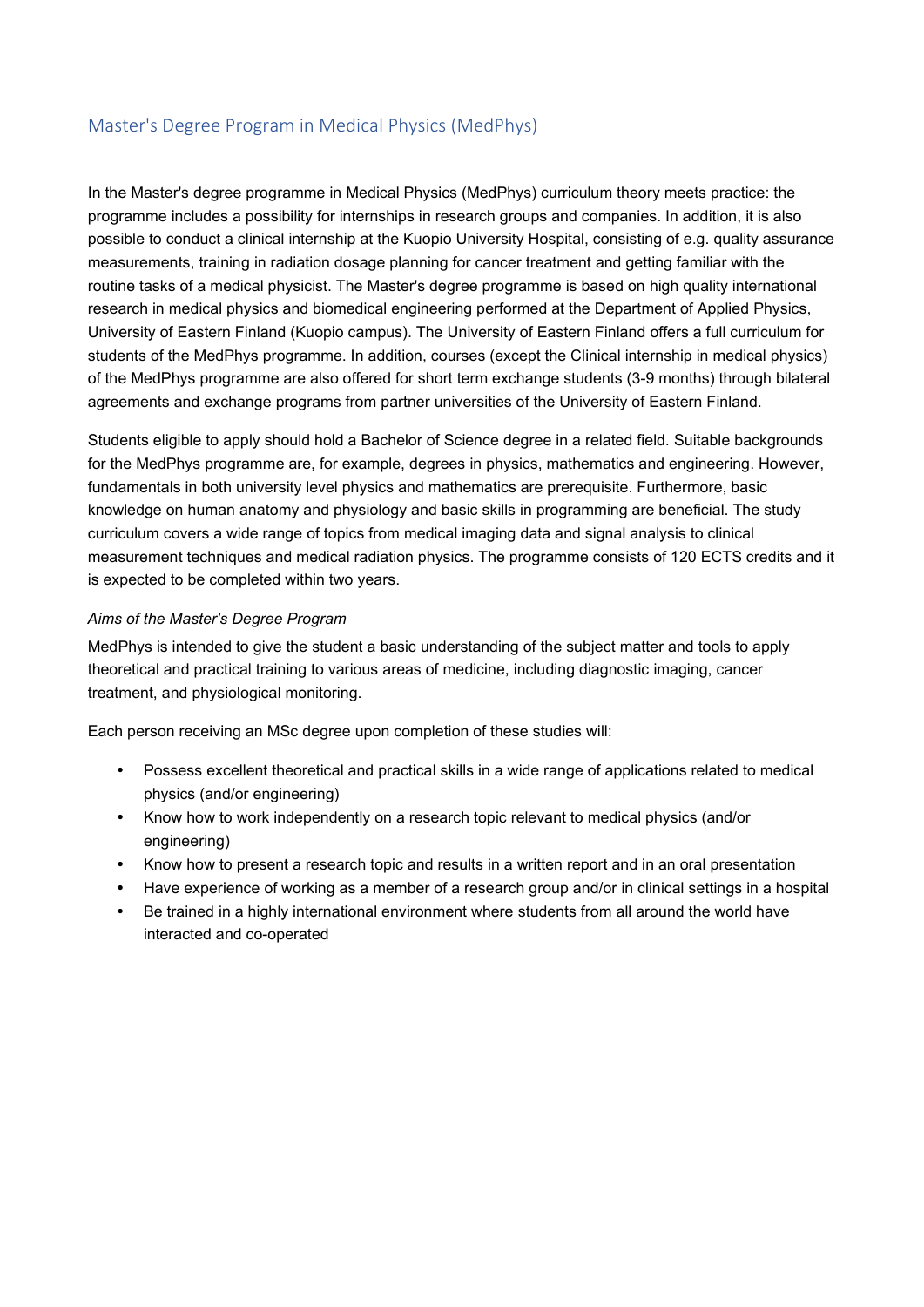# Master's Degree Program in Medical Physics (MedPhys)

In the Master's degree programme in Medical Physics (MedPhys) curriculum theory meets practice: the programme includes a possibility for internships in research groups and companies. In addition, it is also possible to conduct a clinical internship at the Kuopio University Hospital, consisting of e.g. quality assurance measurements, training in radiation dosage planning for cancer treatment and getting familiar with the routine tasks of a medical physicist. The Master's degree programme is based on high quality international research in medical physics and biomedical engineering performed at the Department of Applied Physics, University of Eastern Finland (Kuopio campus). The University of Eastern Finland offers a full curriculum for students of the MedPhys programme. In addition, courses (except the Clinical internship in medical physics) of the MedPhys programme are also offered for short term exchange students (3-9 months) through bilateral agreements and exchange programs from partner universities of the University of Eastern Finland.

Students eligible to apply should hold a Bachelor of Science degree in a related field. Suitable backgrounds for the MedPhys programme are, for example, degrees in physics, mathematics and engineering. However, fundamentals in both university level physics and mathematics are prerequisite. Furthermore, basic knowledge on human anatomy and physiology and basic skills in programming are beneficial. The study curriculum covers a wide range of topics from medical imaging data and signal analysis to clinical measurement techniques and medical radiation physics. The programme consists of 120 ECTS credits and it is expected to be completed within two years.

*Aims of the Master's Degree Program*

MedPhys is intended to give the student a basic understanding of the subject matter and tools to apply theoretical and practical training to various areas of medicine, including diagnostic imaging, cancer treatment, and physiological monitoring.

Each person receiving an MSc degree upon completion of these studies will:

- Possess excellent theoretical and practical skills in a wide range of applications related to medical physics (and/or engineering)
- Know how to work independently on a research topic relevant to medical physics (and/or engineering)
- Know how to present a research topic and results in a written report and in an oral presentation
- Have experience of working as a member of a research group and/or in clinical settings in a hospital
- Be trained in a highly international environment where students from all around the world have interacted and co-operated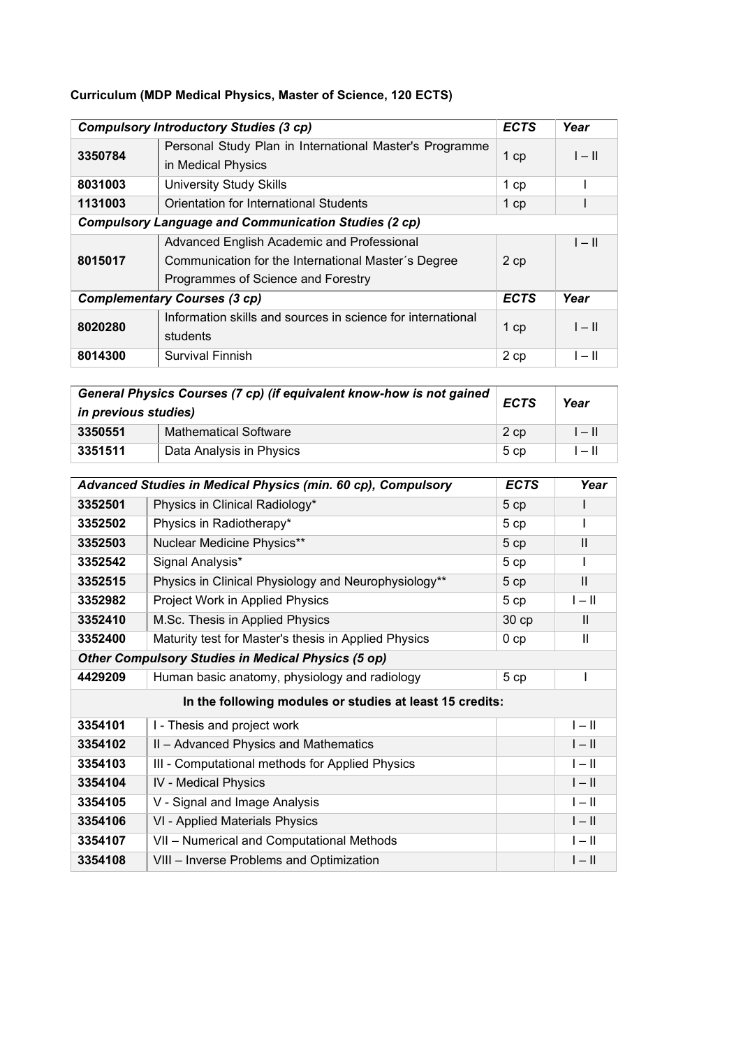**Curriculum (MDP Medical Physics, Master of Science, 120 ECTS)**

| ***Compulsory Introductory Studies (3 cp)*** | | ***ECTS*** | ***Year*** |
|---|---|---|---|
| **3350784** | Personal Study Plan in International Master's Programme in Medical Physics | 1 cp | I – II |
| **8031003** | University Study Skills | 1 cp | I |
| **1131003** | Orientation for International Students | 1 cp | I |
| ***Compulsory Language and Communication Studies (2 cp)*** | | | |
| **8015017** | Advanced English Academic and Professional Communication for the International Master´s Degree Programmes of Science and Forestry | 2 cp | I – II |
| ***Complementary Courses (3 cp)*** | | ***ECTS*** | ***Year*** |
| **8020280** | Information skills and sources in science for international students | 1 cp | I – II |
| **8014300** | Survival Finnish | 2 cp | I – II |

| ***General Physics Courses (7 cp) (if equivalent know-how is not gained in previous studies)*** | | ***ECTS*** | ***Year*** |
|---|---|---|---|
| **3350551** | Mathematical Software | 2 cp | I – II |
| **3351511** | Data Analysis in Physics | 5 cp | I – II |

| ***Advanced Studies in Medical Physics (min. 60 cp), Compulsory*** | | ***ECTS*** | ***Year*** |
|---|---|---|---|
| **3352501** | Physics in Clinical Radiology* | 5 cp | I |
| **3352502** | Physics in Radiotherapy* | 5 cp | I |
| **3352503** | Nuclear Medicine Physics** | 5 cp | II |
| **3352542** | Signal Analysis* | 5 cp | I |
| **3352515** | Physics in Clinical Physiology and Neurophysiology** | 5 cp | II |
| **3352982** | Project Work in Applied Physics | 5 cp | I – II |
| **3352410** | M.Sc. Thesis in Applied Physics | 30 cp | II |
| **3352400** | Maturity test for Master's thesis in Applied Physics | 0 cp | II |
| ***Other Compulsory Studies in Medical Physics (5 op)*** | | | |
| **4429209** | Human basic anatomy, physiology and radiology | 5 cp | I |
| **In the following modules or studies at least 15 credits:** | | | |
| **3354101** | I - Thesis and project work | | I – II |
| **3354102** | II – Advanced Physics and Mathematics | | I – II |
| **3354103** | III - Computational methods for Applied Physics | | I – II |
| **3354104** | IV - Medical Physics | | I – II |
| **3354105** | V - Signal and Image Analysis | | I – II |
| **3354106** | VI - Applied Materials Physics | | I – II |
| **3354107** | VII – Numerical and Computational Methods | | I – II |
| **3354108** | VIII – Inverse Problems and Optimization | | I – II |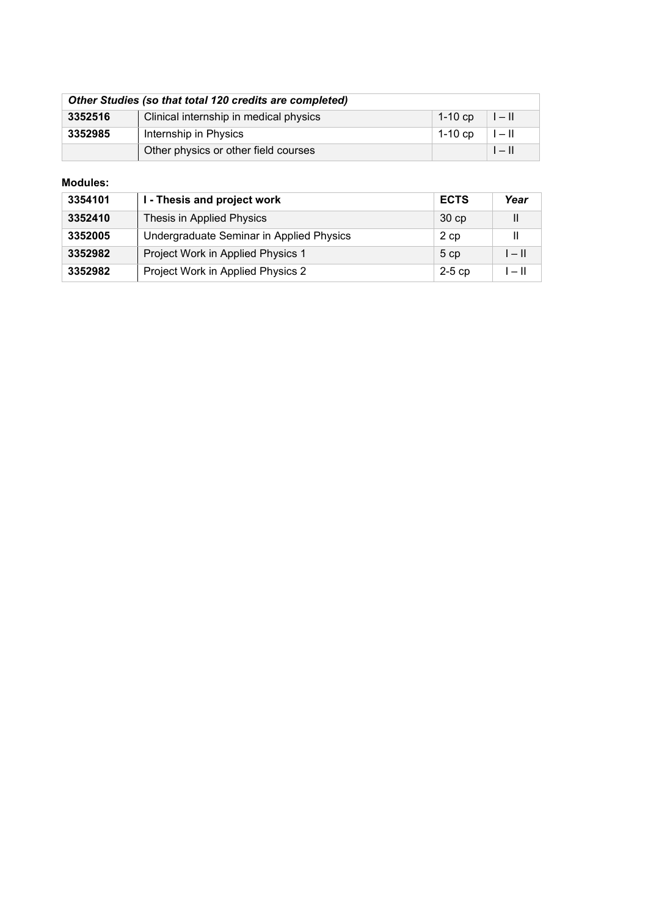| *Other Studies (so that total 120 credits are completed)* | | | |
|---|---|---|---|
| **3352516** | Clinical internship in medical physics | 1-10 cp | I – II |
| **3352985** | Internship in Physics | 1-10 cp | I – II |
| | Other physics or other field courses | | I – II |

**Modules:**

| 3354101 | I - Thesis and project work | ECTS | *Year* |
|---|---|---|---|
| **3352410** | Thesis in Applied Physics | 30 cp | II |
| **3352005** | Undergraduate Seminar in Applied Physics | 2 cp | II |
| **3352982** | Project Work in Applied Physics 1 | 5 cp | I – II |
| **3352982** | Project Work in Applied Physics 2 | 2-5 cp | I – II |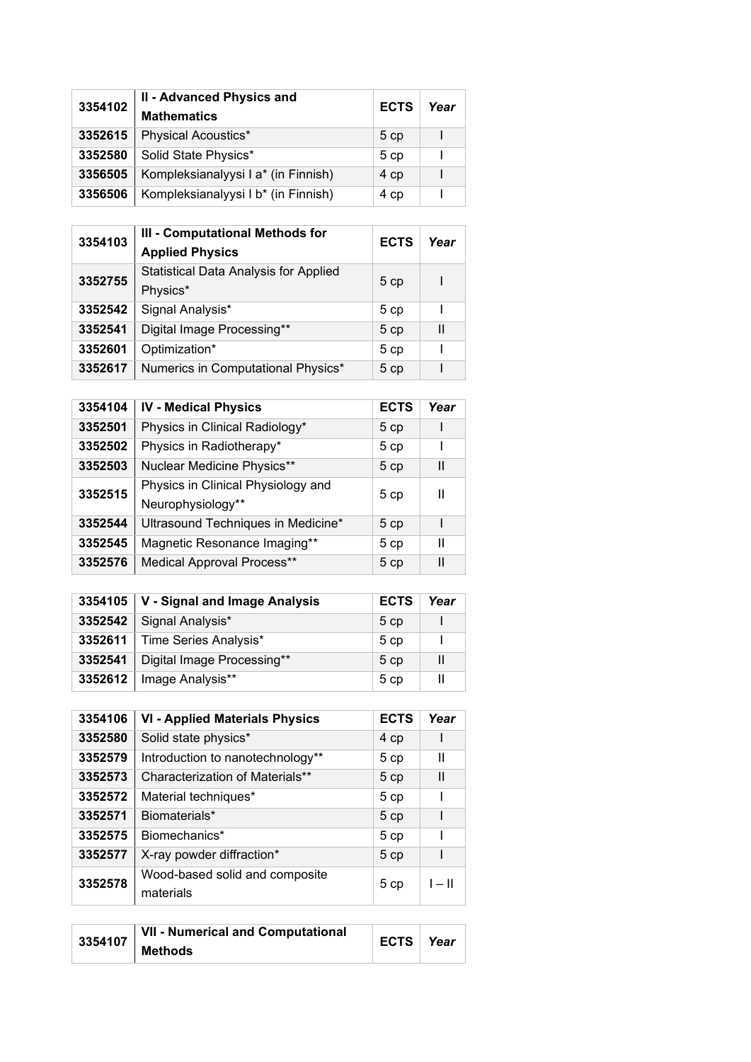| 3354102 | **II - Advanced Physics and Mathematics** | **ECTS** | ***Year*** |
|---|---|---|---|
| **3352615** | Physical Acoustics* | 5 cp | I |
| **3352580** | Solid State Physics* | 5 cp | I |
| **3356505** | Kompleksianalyysi I a* (in Finnish) | 4 cp | I |
| **3356506** | Kompleksianalyysi I b* (in Finnish) | 4 cp | I |

| 3354103 | **III - Computational Methods for Applied Physics** | **ECTS** | ***Year*** |
|---|---|---|---|
| **3352755** | Statistical Data Analysis for Applied Physics* | 5 cp | I |
| **3352542** | Signal Analysis* | 5 cp | I |
| **3352541** | Digital Image Processing** | 5 cp | II |
| **3352601** | Optimization* | 5 cp | I |
| **3352617** | Numerics in Computational Physics* | 5 cp | I |

| 3354104 | **IV - Medical Physics** | **ECTS** | ***Year*** |
|---|---|---|---|
| **3352501** | Physics in Clinical Radiology* | 5 cp | I |
| **3352502** | Physics in Radiotherapy* | 5 cp | I |
| **3352503** | Nuclear Medicine Physics** | 5 cp | II |
| **3352515** | Physics in Clinical Physiology and Neurophysiology** | 5 cp | II |
| **3352544** | Ultrasound Techniques in Medicine* | 5 cp | I |
| **3352545** | Magnetic Resonance Imaging** | 5 cp | II |
| **3352576** | Medical Approval Process** | 5 cp | II |

| 3354105 | **V - Signal and Image Analysis** | **ECTS** | ***Year*** |
|---|---|---|---|
| **3352542** | Signal Analysis* | 5 cp | I |
| **3352611** | Time Series Analysis* | 5 cp | I |
| **3352541** | Digital Image Processing** | 5 cp | II |
| **3352612** | Image Analysis** | 5 cp | II |

| 3354106 | **VI - Applied Materials Physics** | **ECTS** | ***Year*** |
|---|---|---|---|
| **3352580** | Solid state physics* | 4 cp | I |
| **3352579** | Introduction to nanotechnology** | 5 cp | II |
| **3352573** | Characterization of Materials** | 5 cp | II |
| **3352572** | Material techniques* | 5 cp | I |
| **3352571** | Biomaterials* | 5 cp | I |
| **3352575** | Biomechanics* | 5 cp | I |
| **3352577** | X-ray powder diffraction* | 5 cp | I |
| **3352578** | Wood-based solid and composite materials | 5 cp | I – II |

| 3354107 | **VII - Numerical and Computational Methods** | **ECTS** | ***Year*** |
|---|---|---|---|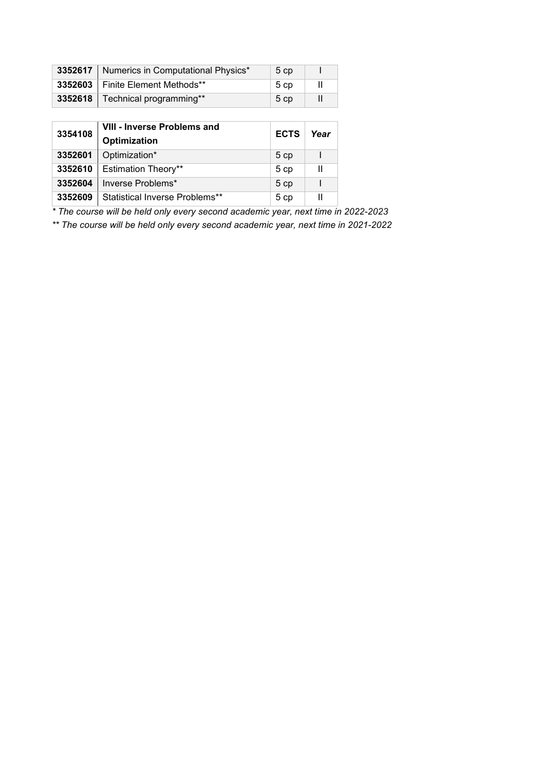| | | | |
|---|---|---|---|
| **3352617** | Numerics in Computational Physics* | 5 cp | I |
| **3352603** | Finite Element Methods** | 5 cp | II |
| **3352618** | Technical programming** | 5 cp | II |

| **3354108** | **VIII - Inverse Problems and Optimization** | **ECTS** | ***Year*** |
|---|---|---|---|
| **3352601** | Optimization* | 5 cp | I |
| **3352610** | Estimation Theory** | 5 cp | II |
| **3352604** | Inverse Problems* | 5 cp | I |
| **3352609** | Statistical Inverse Problems** | 5 cp | II |

*\* The course will be held only every second academic year, next time in 2022-2023*

*\*\* The course will be held only every second academic year, next time in 2021-2022*